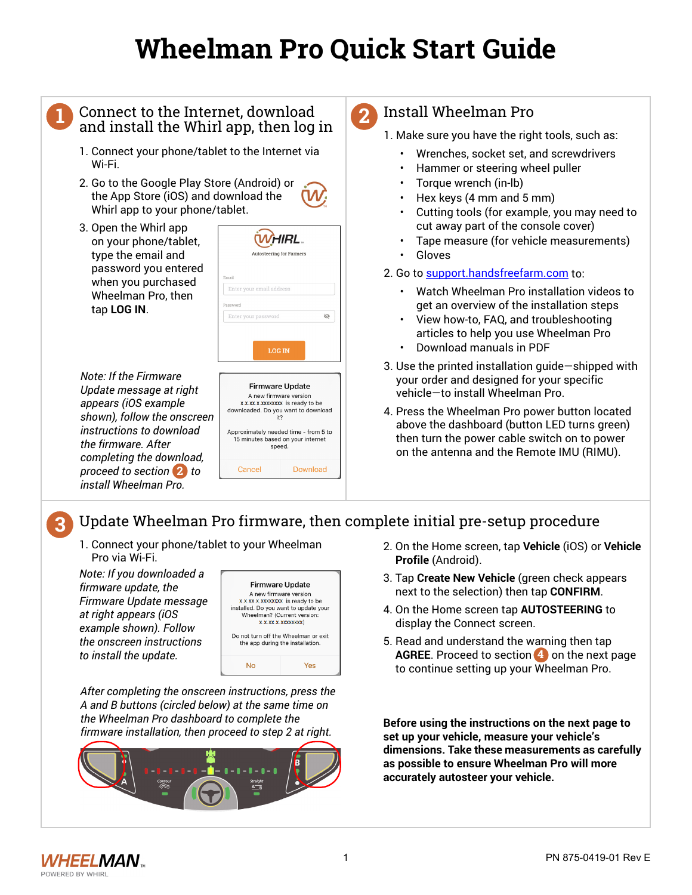# Wheelman Pro Quick Start Guide

## 1 Connect to the Internet, download and install the Whirl app, then log in

1. Connect your phone/tablet to the Internet via Wi-Fi.
2. Go to the Google Play Store (Android) or the App Store (iOS) and download the Whirl app to your phone/tablet.
3. Open the Whirl app on your phone/tablet, type the email and password you entered when you purchased Wheelman Pro, then tap **LOG IN**.

*Note: If the Firmware Update message at right appears (iOS example shown), follow the onscreen instructions to download the firmware. After completing the download, proceed to section 2 to install Wheelman Pro.*

## 2 Install Wheelman Pro

1. Make sure you have the right tools, such as:
   - Wrenches, socket set, and screwdrivers
   - Hammer or steering wheel puller
   - Torque wrench (in-lb)
   - Hex keys (4 mm and 5 mm)
   - Cutting tools (for example, you may need to cut away part of the console cover)
   - Tape measure (for vehicle measurements)
   - Gloves
2. Go to support.handsfreefarm.com to:
   - Watch Wheelman Pro installation videos to get an overview of the installation steps
   - View how-to, FAQ, and troubleshooting articles to help you use Wheelman Pro
   - Download manuals in PDF
3. Use the printed installation guide—shipped with your order and designed for your specific vehicle—to install Wheelman Pro.
4. Press the Wheelman Pro power button located above the dashboard (button LED turns green) then turn the power cable switch on to power on the antenna and the Remote IMU (RIMU).

## 3 Update Wheelman Pro firmware, then complete initial pre-setup procedure

1. Connect your phone/tablet to your Wheelman Pro via Wi-Fi.

*Note: If you downloaded a firmware update, the Firmware Update message at right appears (iOS example shown). Follow the onscreen instructions to install the update.*

*After completing the onscreen instructions, press the A and B buttons (circled below) at the same time on the Wheelman Pro dashboard to complete the firmware installation, then proceed to step 2 at right.*

2. On the Home screen, tap **Vehicle** (iOS) or **Vehicle Profile** (Android).
3. Tap **Create New Vehicle** (green check appears next to the selection) then tap **CONFIRM**.
4. On the Home screen tap **AUTOSTEERING** to display the Connect screen.
5. Read and understand the warning then tap **AGREE**. Proceed to section 4 on the next page to continue setting up your Wheelman Pro.

**Before using the instructions on the next page to set up your vehicle, measure your vehicle's dimensions. Take these measurements as carefully as possible to ensure Wheelman Pro will more accurately autosteer your vehicle.**

PN 875-0419-01 Rev E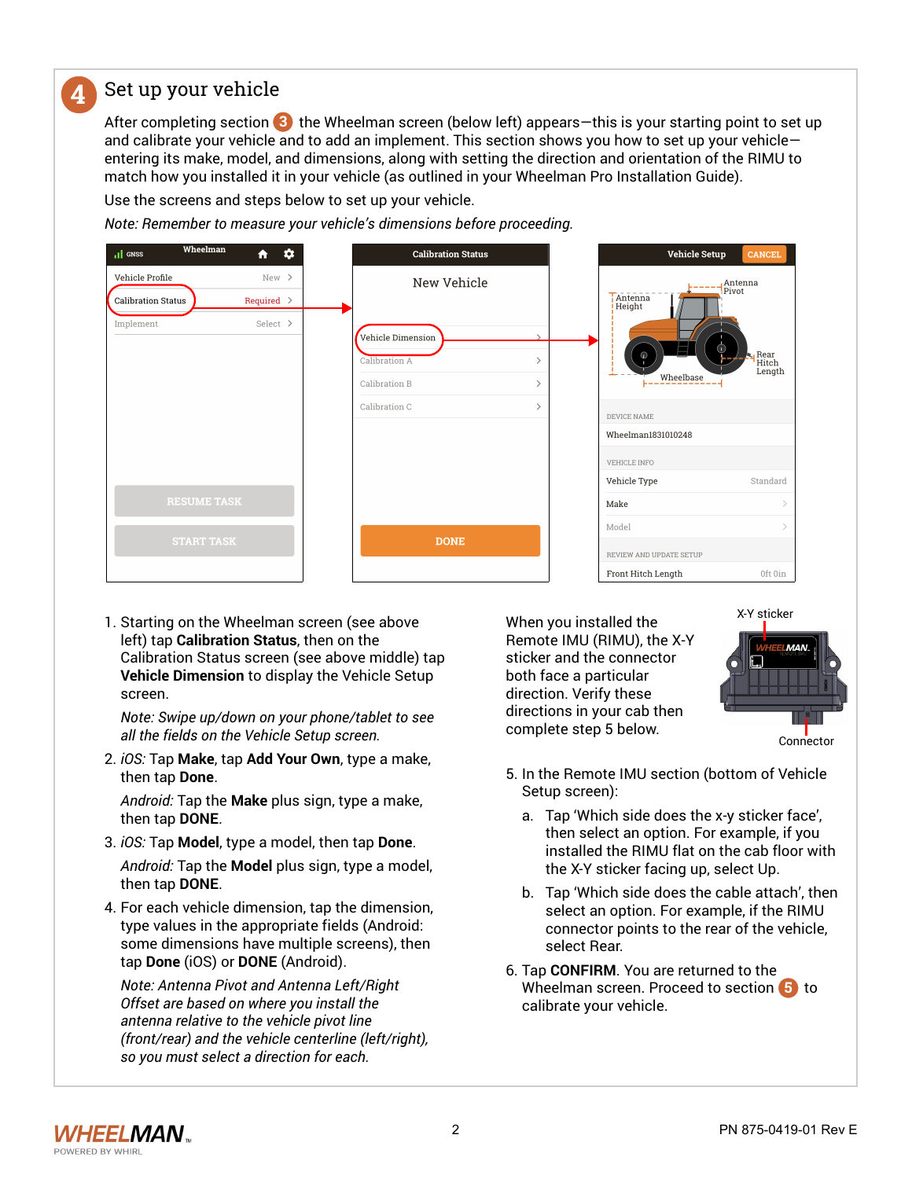# 4 Set up your vehicle

After completing section 3 the Wheelman screen (below left) appears—this is your starting point to set up and calibrate your vehicle and to add an implement. This section shows you how to set up your vehicle—entering its make, model, and dimensions, along with setting the direction and orientation of the RIMU to match how you installed it in your vehicle (as outlined in your Wheelman Pro Installation Guide).

Use the screens and steps below to set up your vehicle.

*Note: Remember to measure your vehicle's dimensions before proceeding.*

1. Starting on the Wheelman screen (see above left) tap **Calibration Status**, then on the Calibration Status screen (see above middle) tap **Vehicle Dimension** to display the Vehicle Setup screen.

   *Note: Swipe up/down on your phone/tablet to see all the fields on the Vehicle Setup screen.*

2. *iOS:* Tap **Make**, tap **Add Your Own**, type a make, then tap **Done**.

   *Android:* Tap the **Make** plus sign, type a make, then tap **DONE**.

3. *iOS:* Tap **Model**, type a model, then tap **Done**.

   *Android:* Tap the **Model** plus sign, type a model, then tap **DONE**.

4. For each vehicle dimension, tap the dimension, type values in the appropriate fields (Android: some dimensions have multiple screens), then tap **Done** (iOS) or **DONE** (Android).

   *Note: Antenna Pivot and Antenna Left/Right Offset are based on where you install the antenna relative to the vehicle pivot line (front/rear) and the vehicle centerline (left/right), so you must select a direction for each.*

When you installed the Remote IMU (RIMU), the X-Y sticker and the connector both face a particular direction. Verify these directions in your cab then complete step 5 below.

X-Y sticker

Connector

5. In the Remote IMU section (bottom of Vehicle Setup screen):

   a. Tap 'Which side does the x-y sticker face', then select an option. For example, if you installed the RIMU flat on the cab floor with the X-Y sticker facing up, select Up.

   b. Tap 'Which side does the cable attach', then select an option. For example, if the RIMU connector points to the rear of the vehicle, select Rear.

6. Tap **CONFIRM**. You are returned to the Wheelman screen. Proceed to section 5 to calibrate your vehicle.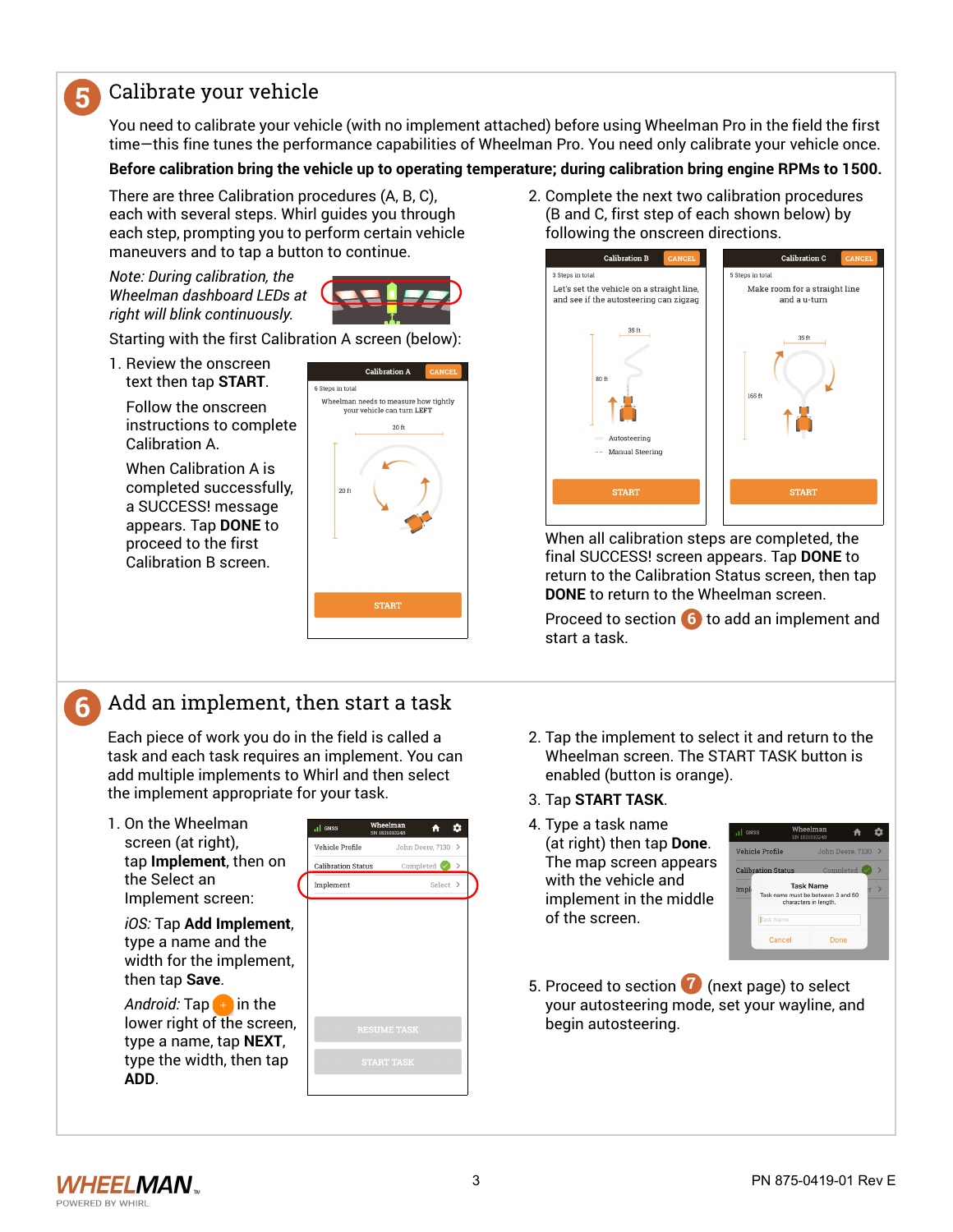## 5 Calibrate your vehicle

You need to calibrate your vehicle (with no implement attached) before using Wheelman Pro in the field the first time—this fine tunes the performance capabilities of Wheelman Pro. You need only calibrate your vehicle once.

**Before calibration bring the vehicle up to operating temperature; during calibration bring engine RPMs to 1500.**

There are three Calibration procedures (A, B, C), each with several steps. Whirl guides you through each step, prompting you to perform certain vehicle maneuvers and to tap a button to continue.

*Note: During calibration, the Wheelman dashboard LEDs at right will blink continuously.*

Starting with the first Calibration A screen (below):

1. Review the onscreen text then tap **START**.

   Follow the onscreen instructions to complete Calibration A.

   When Calibration A is completed successfully, a SUCCESS! message appears. Tap **DONE** to proceed to the first Calibration B screen.

2. Complete the next two calibration procedures (B and C, first step of each shown below) by following the onscreen directions.

When all calibration steps are completed, the final SUCCESS! screen appears. Tap **DONE** to return to the Calibration Status screen, then tap **DONE** to return to the Wheelman screen.

Proceed to section 6 to add an implement and start a task.

## 6 Add an implement, then start a task

Each piece of work you do in the field is called a task and each task requires an implement. You can add multiple implements to Whirl and then select the implement appropriate for your task.

1. On the Wheelman screen (at right), tap **Implement**, then on the Select an Implement screen:

   *iOS:* Tap **Add Implement**, type a name and the width for the implement, then tap **Save**.

   *Android:* Tap + in the lower right of the screen, type a name, tap **NEXT**, type the width, then tap **ADD**.

2. Tap the implement to select it and return to the Wheelman screen. The START TASK button is enabled (button is orange).
3. Tap **START TASK**.
4. Type a task name (at right) then tap **Done**. The map screen appears with the vehicle and implement in the middle of the screen.
5. Proceed to section 7 (next page) to select your autosteering mode, set your wayline, and begin autosteering.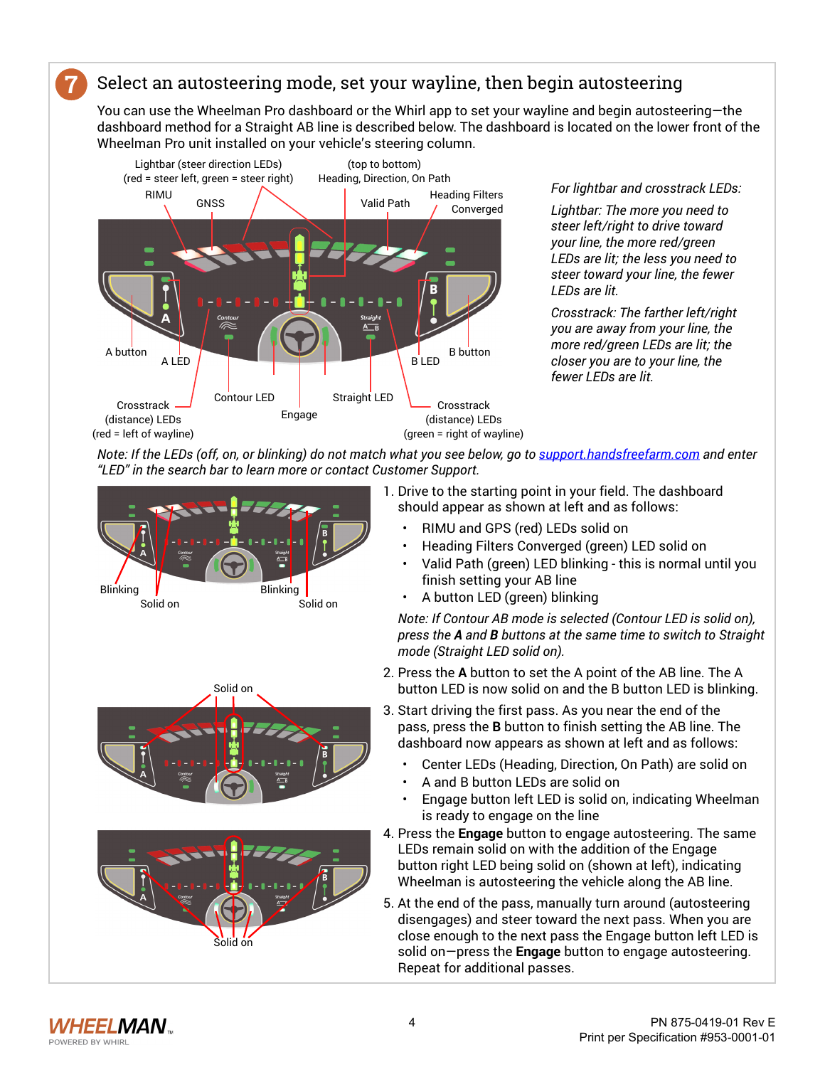## 7 Select an autosteering mode, set your wayline, then begin autosteering

You can use the Wheelman Pro dashboard or the Whirl app to set your wayline and begin autosteering—the dashboard method for a Straight AB line is described below. The dashboard is located on the lower front of the Wheelman Pro unit installed on your vehicle's steering column.

Lightbar (steer direction LEDs)
(red = steer left, green = steer right)
RIMU
GNSS
(top to bottom)
Heading, Direction, On Path
Valid Path
Heading Filters Converged
A button
A LED
B LED
B button
Contour LED
Straight LED
Engage
Crosstrack (distance) LEDs (red = left of wayline)
Crosstrack (distance) LEDs (green = right of wayline)

*For lightbar and crosstrack LEDs:*

*Lightbar: The more you need to steer left/right to drive toward your line, the more red/green LEDs are lit; the less you need to steer toward your line, the fewer LEDs are lit.*

*Crosstrack: The farther left/right you are away from your line, the more red/green LEDs are lit; the closer you are to your line, the fewer LEDs are lit.*

*Note: If the LEDs (off, on, or blinking) do not match what you see below, go to [support.handsfreefarm.com](support.handsfreefarm.com) and enter "LED" in the search bar to learn more or contact Customer Support.*

Blinking
Solid on
Blinking
Solid on

1. Drive to the starting point in your field. The dashboard should appear as shown at left and as follows:
   - RIMU and GPS (red) LEDs solid on
   - Heading Filters Converged (green) LED solid on
   - Valid Path (green) LED blinking - this is normal until you finish setting your AB line
   - A button LED (green) blinking

   *Note: If Contour AB mode is selected (Contour LED is solid on), press the **A** and **B** buttons at the same time to switch to Straight mode (Straight LED solid on).*

2. Press the **A** button to set the A point of the AB line. The A button LED is now solid on and the B button LED is blinking.

Solid on

3. Start driving the first pass. As you near the end of the pass, press the **B** button to finish setting the AB line. The dashboard now appears as shown at left and as follows:
   - Center LEDs (Heading, Direction, On Path) are solid on
   - A and B button LEDs are solid on
   - Engage button left LED is solid on, indicating Wheelman is ready to engage on the line

Solid on

4. Press the **Engage** button to engage autosteering. The same LEDs remain solid on with the addition of the Engage button right LED being solid on (shown at left), indicating Wheelman is autosteering the vehicle along the AB line.

5. At the end of the pass, manually turn around (autosteering disengages) and steer toward the next pass. When you are close enough to the next pass the Engage button left LED is solid on—press the **Engage** button to engage autosteering. Repeat for additional passes.

WHEELMAN™
POWERED BY WHIRL

PN 875-0419-01 Rev E
Print per Specification #953-0001-01